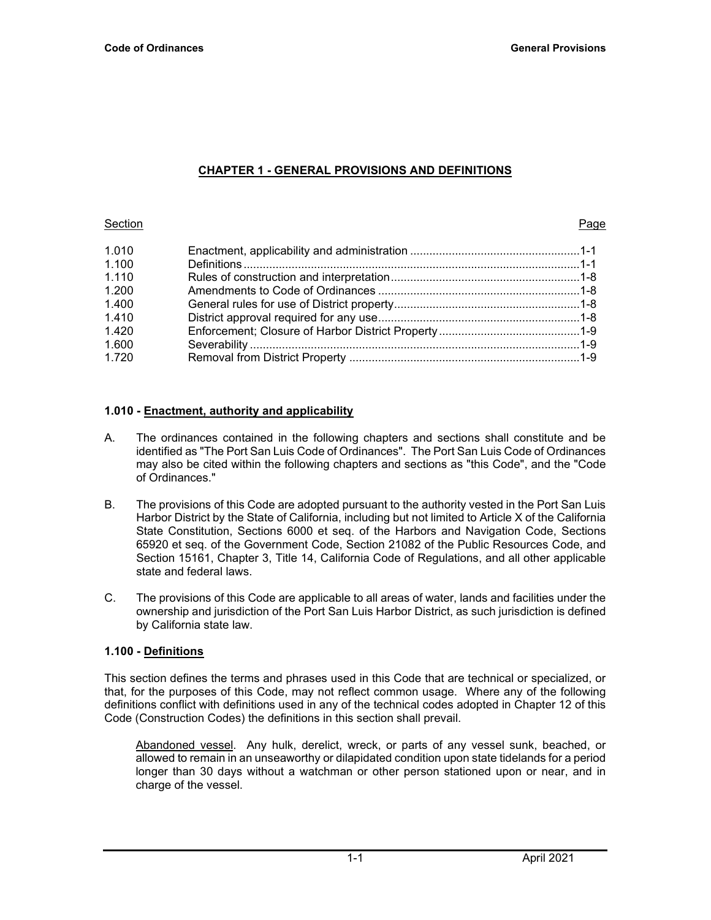## CHAPTER 1 - GENERAL PROVISIONS AND DEFINITIONS

| Section | | Page |
|---|---|---|
| 1.010 | Enactment, applicability and administration | 1-1 |
| 1.100 | Definitions | 1-1 |
| 1.110 | Rules of construction and interpretation | 1-8 |
| 1.200 | Amendments to Code of Ordinances | 1-8 |
| 1.400 | General rules for use of District property | 1-8 |
| 1.410 | District approval required for any use | 1-8 |
| 1.420 | Enforcement; Closure of Harbor District Property | 1-9 |
| 1.600 | Severability | 1-9 |
| 1.720 | Removal from District Property | 1-9 |

### 1.010 - Enactment, authority and applicability

A. The ordinances contained in the following chapters and sections shall constitute and be identified as "The Port San Luis Code of Ordinances". The Port San Luis Code of Ordinances may also be cited within the following chapters and sections as "this Code", and the "Code of Ordinances."

B. The provisions of this Code are adopted pursuant to the authority vested in the Port San Luis Harbor District by the State of California, including but not limited to Article X of the California State Constitution, Sections 6000 et seq. of the Harbors and Navigation Code, Sections 65920 et seq. of the Government Code, Section 21082 of the Public Resources Code, and Section 15161, Chapter 3, Title 14, California Code of Regulations, and all other applicable state and federal laws.

C. The provisions of this Code are applicable to all areas of water, lands and facilities under the ownership and jurisdiction of the Port San Luis Harbor District, as such jurisdiction is defined by California state law.

### 1.100 - Definitions

This section defines the terms and phrases used in this Code that are technical or specialized, or that, for the purposes of this Code, may not reflect common usage. Where any of the following definitions conflict with definitions used in any of the technical codes adopted in Chapter 12 of this Code (Construction Codes) the definitions in this section shall prevail.

Abandoned vessel. Any hulk, derelict, wreck, or parts of any vessel sunk, beached, or allowed to remain in an unseaworthy or dilapidated condition upon state tidelands for a period longer than 30 days without a watchman or other person stationed upon or near, and in charge of the vessel.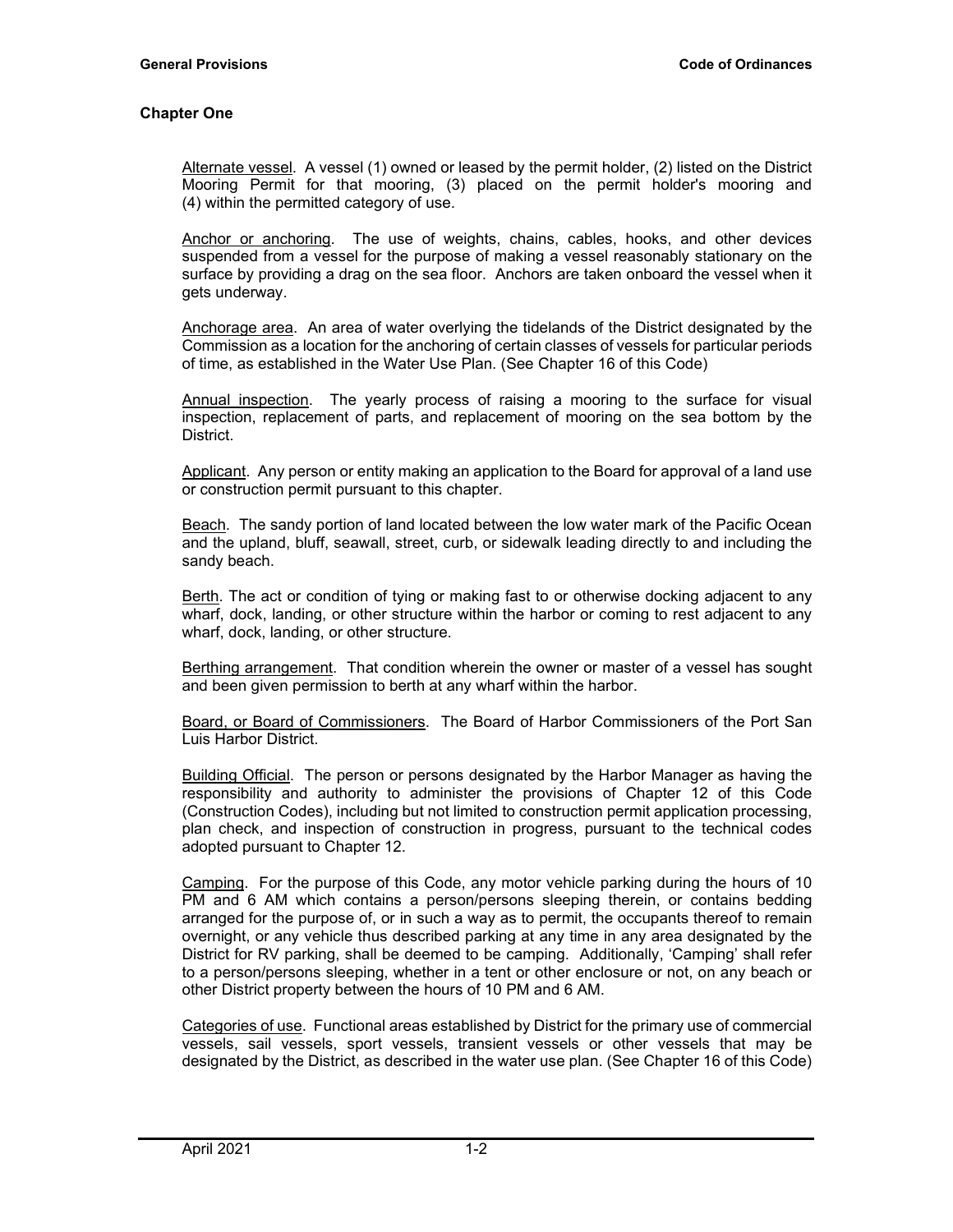## Chapter One

Alternate vessel. A vessel (1) owned or leased by the permit holder, (2) listed on the District Mooring Permit for that mooring, (3) placed on the permit holder's mooring and (4) within the permitted category of use.

Anchor or anchoring. The use of weights, chains, cables, hooks, and other devices suspended from a vessel for the purpose of making a vessel reasonably stationary on the surface by providing a drag on the sea floor. Anchors are taken onboard the vessel when it gets underway.

Anchorage area. An area of water overlying the tidelands of the District designated by the Commission as a location for the anchoring of certain classes of vessels for particular periods of time, as established in the Water Use Plan. (See Chapter 16 of this Code)

Annual inspection. The yearly process of raising a mooring to the surface for visual inspection, replacement of parts, and replacement of mooring on the sea bottom by the District.

Applicant. Any person or entity making an application to the Board for approval of a land use or construction permit pursuant to this chapter.

Beach. The sandy portion of land located between the low water mark of the Pacific Ocean and the upland, bluff, seawall, street, curb, or sidewalk leading directly to and including the sandy beach.

Berth. The act or condition of tying or making fast to or otherwise docking adjacent to any wharf, dock, landing, or other structure within the harbor or coming to rest adjacent to any wharf, dock, landing, or other structure.

Berthing arrangement. That condition wherein the owner or master of a vessel has sought and been given permission to berth at any wharf within the harbor.

Board, or Board of Commissioners. The Board of Harbor Commissioners of the Port San Luis Harbor District.

Building Official. The person or persons designated by the Harbor Manager as having the responsibility and authority to administer the provisions of Chapter 12 of this Code (Construction Codes), including but not limited to construction permit application processing, plan check, and inspection of construction in progress, pursuant to the technical codes adopted pursuant to Chapter 12.

Camping. For the purpose of this Code, any motor vehicle parking during the hours of 10 PM and 6 AM which contains a person/persons sleeping therein, or contains bedding arranged for the purpose of, or in such a way as to permit, the occupants thereof to remain overnight, or any vehicle thus described parking at any time in any area designated by the District for RV parking, shall be deemed to be camping. Additionally, 'Camping' shall refer to a person/persons sleeping, whether in a tent or other enclosure or not, on any beach or other District property between the hours of 10 PM and 6 AM.

Categories of use. Functional areas established by District for the primary use of commercial vessels, sail vessels, sport vessels, transient vessels or other vessels that may be designated by the District, as described in the water use plan. (See Chapter 16 of this Code)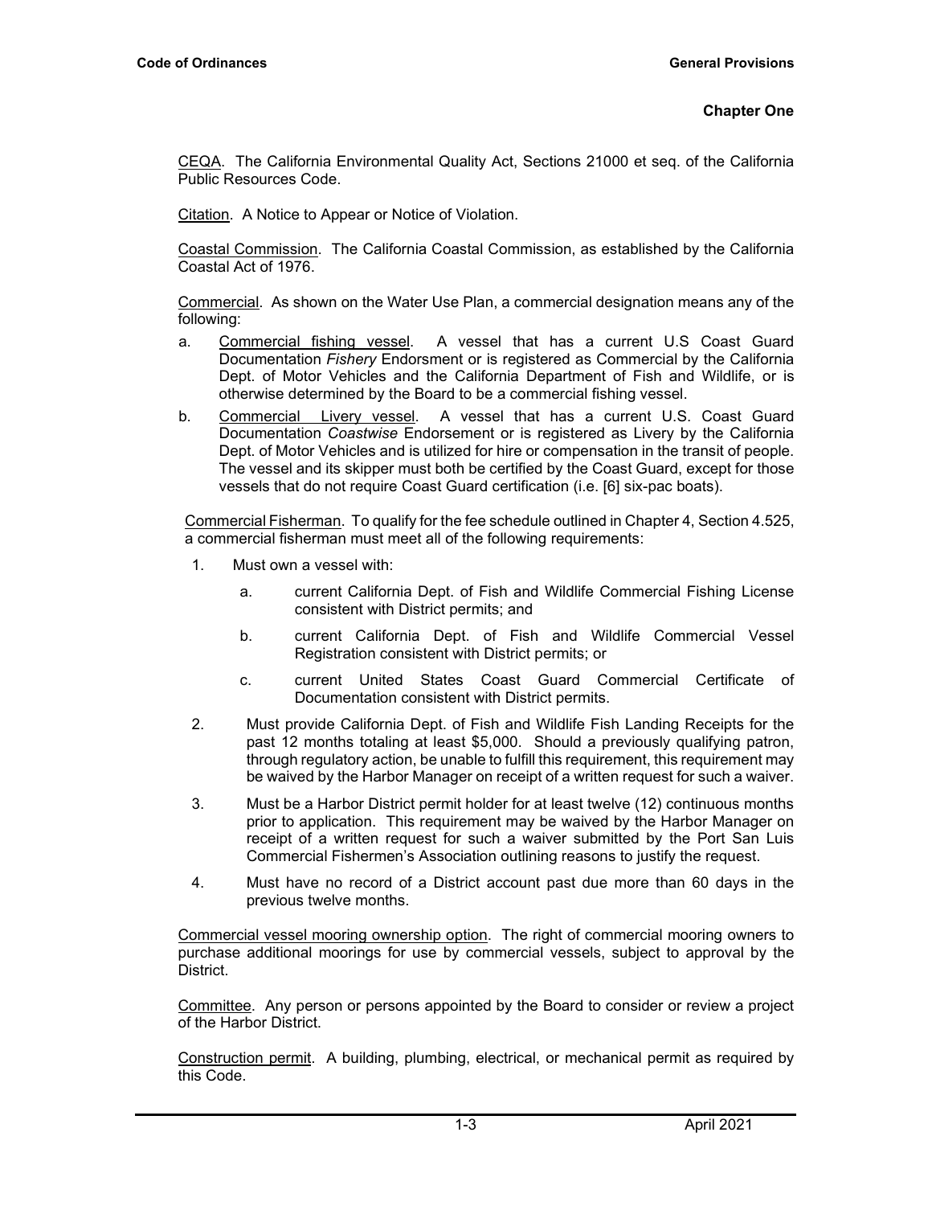**Chapter One**

CEQA. The California Environmental Quality Act, Sections 21000 et seq. of the California Public Resources Code.

Citation. A Notice to Appear or Notice of Violation.

Coastal Commission. The California Coastal Commission, as established by the California Coastal Act of 1976.

Commercial. As shown on the Water Use Plan, a commercial designation means any of the following:

a. Commercial fishing vessel. A vessel that has a current U.S Coast Guard Documentation *Fishery* Endorsment or is registered as Commercial by the California Dept. of Motor Vehicles and the California Department of Fish and Wildlife, or is otherwise determined by the Board to be a commercial fishing vessel.

b. Commercial Livery vessel. A vessel that has a current U.S. Coast Guard Documentation *Coastwise* Endorsement or is registered as Livery by the California Dept. of Motor Vehicles and is utilized for hire or compensation in the transit of people. The vessel and its skipper must both be certified by the Coast Guard, except for those vessels that do not require Coast Guard certification (i.e. [6] six-pac boats).

Commercial Fisherman. To qualify for the fee schedule outlined in Chapter 4, Section 4.525, a commercial fisherman must meet all of the following requirements:

1. Must own a vessel with:
   a. current California Dept. of Fish and Wildlife Commercial Fishing License consistent with District permits; and
   b. current California Dept. of Fish and Wildlife Commercial Vessel Registration consistent with District permits; or
   c. current United States Coast Guard Commercial Certificate of Documentation consistent with District permits.
2. Must provide California Dept. of Fish and Wildlife Fish Landing Receipts for the past 12 months totaling at least $5,000. Should a previously qualifying patron, through regulatory action, be unable to fulfill this requirement, this requirement may be waived by the Harbor Manager on receipt of a written request for such a waiver.
3. Must be a Harbor District permit holder for at least twelve (12) continuous months prior to application. This requirement may be waived by the Harbor Manager on receipt of a written request for such a waiver submitted by the Port San Luis Commercial Fishermen's Association outlining reasons to justify the request.
4. Must have no record of a District account past due more than 60 days in the previous twelve months.

Commercial vessel mooring ownership option. The right of commercial mooring owners to purchase additional moorings for use by commercial vessels, subject to approval by the District.

Committee. Any person or persons appointed by the Board to consider or review a project of the Harbor District.

Construction permit. A building, plumbing, electrical, or mechanical permit as required by this Code.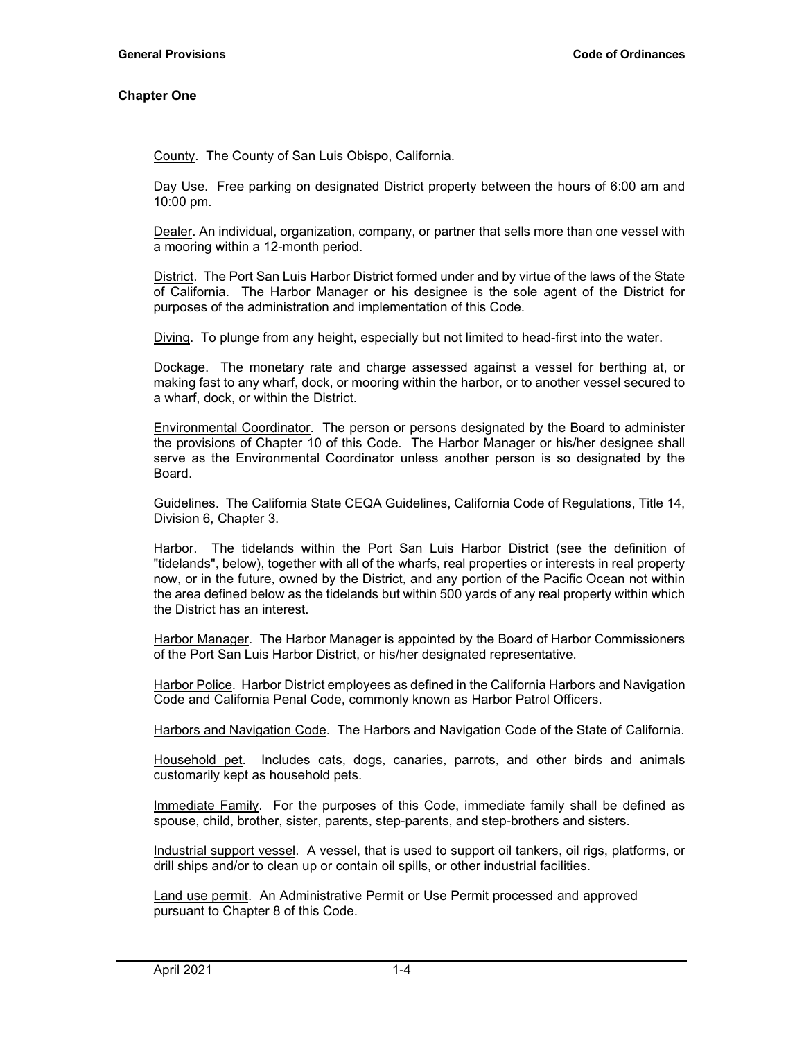## Chapter One

<u>County</u>. The County of San Luis Obispo, California.

<u>Day Use</u>. Free parking on designated District property between the hours of 6:00 am and 10:00 pm.

<u>Dealer</u>. An individual, organization, company, or partner that sells more than one vessel with a mooring within a 12-month period.

<u>District</u>. The Port San Luis Harbor District formed under and by virtue of the laws of the State of California. The Harbor Manager or his designee is the sole agent of the District for purposes of the administration and implementation of this Code.

<u>Diving</u>. To plunge from any height, especially but not limited to head-first into the water.

<u>Dockage</u>. The monetary rate and charge assessed against a vessel for berthing at, or making fast to any wharf, dock, or mooring within the harbor, or to another vessel secured to a wharf, dock, or within the District.

<u>Environmental Coordinator</u>. The person or persons designated by the Board to administer the provisions of Chapter 10 of this Code. The Harbor Manager or his/her designee shall serve as the Environmental Coordinator unless another person is so designated by the Board.

<u>Guidelines</u>. The California State CEQA Guidelines, California Code of Regulations, Title 14, Division 6, Chapter 3.

<u>Harbor</u>. The tidelands within the Port San Luis Harbor District (see the definition of "tidelands", below), together with all of the wharfs, real properties or interests in real property now, or in the future, owned by the District, and any portion of the Pacific Ocean not within the area defined below as the tidelands but within 500 yards of any real property within which the District has an interest.

<u>Harbor Manager</u>. The Harbor Manager is appointed by the Board of Harbor Commissioners of the Port San Luis Harbor District, or his/her designated representative.

<u>Harbor Police</u>. Harbor District employees as defined in the California Harbors and Navigation Code and California Penal Code, commonly known as Harbor Patrol Officers.

<u>Harbors and Navigation Code</u>. The Harbors and Navigation Code of the State of California.

<u>Household pet</u>. Includes cats, dogs, canaries, parrots, and other birds and animals customarily kept as household pets.

<u>Immediate Family</u>. For the purposes of this Code, immediate family shall be defined as spouse, child, brother, sister, parents, step-parents, and step-brothers and sisters.

<u>Industrial support vessel</u>. A vessel, that is used to support oil tankers, oil rigs, platforms, or drill ships and/or to clean up or contain oil spills, or other industrial facilities.

<u>Land use permit</u>. An Administrative Permit or Use Permit processed and approved pursuant to Chapter 8 of this Code.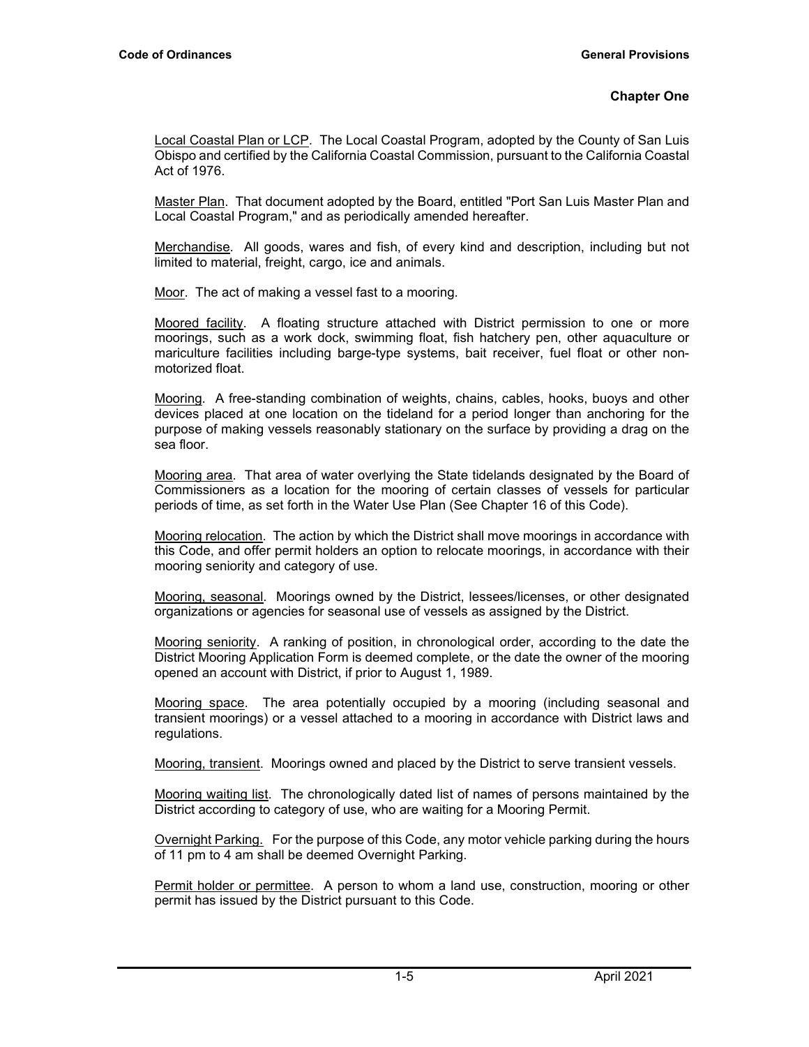Local Coastal Plan or LCP. The Local Coastal Program, adopted by the County of San Luis Obispo and certified by the California Coastal Commission, pursuant to the California Coastal Act of 1976.

Master Plan. That document adopted by the Board, entitled "Port San Luis Master Plan and Local Coastal Program," and as periodically amended hereafter.

Merchandise. All goods, wares and fish, of every kind and description, including but not limited to material, freight, cargo, ice and animals.

Moor. The act of making a vessel fast to a mooring.

Moored facility. A floating structure attached with District permission to one or more moorings, such as a work dock, swimming float, fish hatchery pen, other aquaculture or mariculture facilities including barge-type systems, bait receiver, fuel float or other non-motorized float.

Mooring. A free-standing combination of weights, chains, cables, hooks, buoys and other devices placed at one location on the tideland for a period longer than anchoring for the purpose of making vessels reasonably stationary on the surface by providing a drag on the sea floor.

Mooring area. That area of water overlying the State tidelands designated by the Board of Commissioners as a location for the mooring of certain classes of vessels for particular periods of time, as set forth in the Water Use Plan (See Chapter 16 of this Code).

Mooring relocation. The action by which the District shall move moorings in accordance with this Code, and offer permit holders an option to relocate moorings, in accordance with their mooring seniority and category of use.

Mooring, seasonal. Moorings owned by the District, lessees/licenses, or other designated organizations or agencies for seasonal use of vessels as assigned by the District.

Mooring seniority. A ranking of position, in chronological order, according to the date the District Mooring Application Form is deemed complete, or the date the owner of the mooring opened an account with District, if prior to August 1, 1989.

Mooring space. The area potentially occupied by a mooring (including seasonal and transient moorings) or a vessel attached to a mooring in accordance with District laws and regulations.

Mooring, transient. Moorings owned and placed by the District to serve transient vessels.

Mooring waiting list. The chronologically dated list of names of persons maintained by the District according to category of use, who are waiting for a Mooring Permit.

Overnight Parking. For the purpose of this Code, any motor vehicle parking during the hours of 11 pm to 4 am shall be deemed Overnight Parking.

Permit holder or permittee. A person to whom a land use, construction, mooring or other permit has issued by the District pursuant to this Code.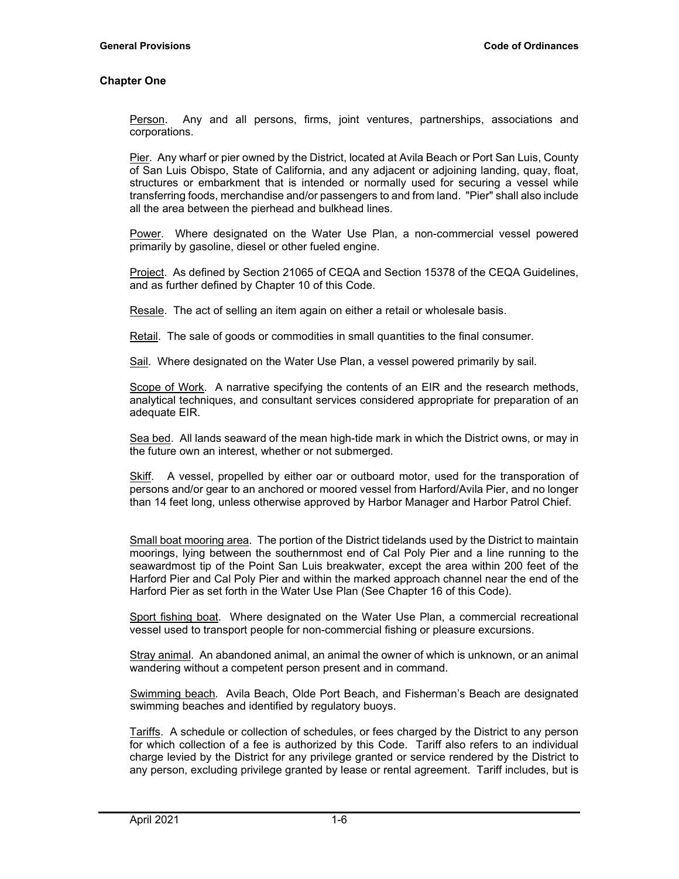## Chapter One

Person. Any and all persons, firms, joint ventures, partnerships, associations and corporations.

Pier. Any wharf or pier owned by the District, located at Avila Beach or Port San Luis, County of San Luis Obispo, State of California, and any adjacent or adjoining landing, quay, float, structures or embarkment that is intended or normally used for securing a vessel while transferring foods, merchandise and/or passengers to and from land. "Pier" shall also include all the area between the pierhead and bulkhead lines.

Power. Where designated on the Water Use Plan, a non-commercial vessel powered primarily by gasoline, diesel or other fueled engine.

Project. As defined by Section 21065 of CEQA and Section 15378 of the CEQA Guidelines, and as further defined by Chapter 10 of this Code.

Resale. The act of selling an item again on either a retail or wholesale basis.

Retail. The sale of goods or commodities in small quantities to the final consumer.

Sail. Where designated on the Water Use Plan, a vessel powered primarily by sail.

Scope of Work. A narrative specifying the contents of an EIR and the research methods, analytical techniques, and consultant services considered appropriate for preparation of an adequate EIR.

Sea bed. All lands seaward of the mean high-tide mark in which the District owns, or may in the future own an interest, whether or not submerged.

Skiff. A vessel, propelled by either oar or outboard motor, used for the transporation of persons and/or gear to an anchored or moored vessel from Harford/Avila Pier, and no longer than 14 feet long, unless otherwise approved by Harbor Manager and Harbor Patrol Chief.

Small boat mooring area. The portion of the District tidelands used by the District to maintain moorings, lying between the southernmost end of Cal Poly Pier and a line running to the seawardmost tip of the Point San Luis breakwater, except the area within 200 feet of the Harford Pier and Cal Poly Pier and within the marked approach channel near the end of the Harford Pier as set forth in the Water Use Plan (See Chapter 16 of this Code).

Sport fishing boat. Where designated on the Water Use Plan, a commercial recreational vessel used to transport people for non-commercial fishing or pleasure excursions.

Stray animal. An abandoned animal, an animal the owner of which is unknown, or an animal wandering without a competent person present and in command.

Swimming beach. Avila Beach, Olde Port Beach, and Fisherman's Beach are designated swimming beaches and identified by regulatory buoys.

Tariffs. A schedule or collection of schedules, or fees charged by the District to any person for which collection of a fee is authorized by this Code. Tariff also refers to an individual charge levied by the District for any privilege granted or service rendered by the District to any person, excluding privilege granted by lease or rental agreement. Tariff includes, but is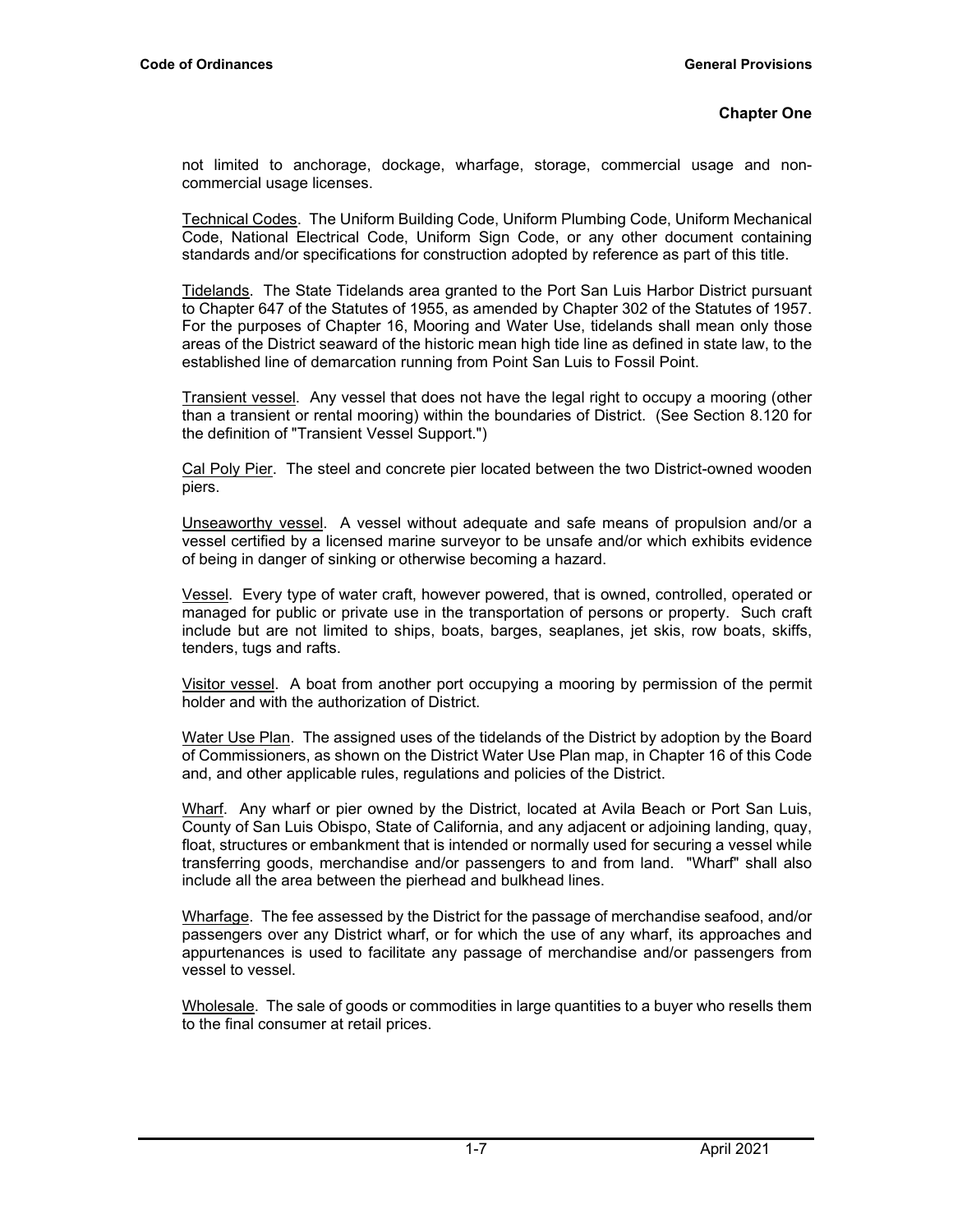not limited to anchorage, dockage, wharfage, storage, commercial usage and non-commercial usage licenses.

Technical Codes. The Uniform Building Code, Uniform Plumbing Code, Uniform Mechanical Code, National Electrical Code, Uniform Sign Code, or any other document containing standards and/or specifications for construction adopted by reference as part of this title.

Tidelands. The State Tidelands area granted to the Port San Luis Harbor District pursuant to Chapter 647 of the Statutes of 1955, as amended by Chapter 302 of the Statutes of 1957. For the purposes of Chapter 16, Mooring and Water Use, tidelands shall mean only those areas of the District seaward of the historic mean high tide line as defined in state law, to the established line of demarcation running from Point San Luis to Fossil Point.

Transient vessel. Any vessel that does not have the legal right to occupy a mooring (other than a transient or rental mooring) within the boundaries of District. (See Section 8.120 for the definition of "Transient Vessel Support.")

Cal Poly Pier. The steel and concrete pier located between the two District-owned wooden piers.

Unseaworthy vessel. A vessel without adequate and safe means of propulsion and/or a vessel certified by a licensed marine surveyor to be unsafe and/or which exhibits evidence of being in danger of sinking or otherwise becoming a hazard.

Vessel. Every type of water craft, however powered, that is owned, controlled, operated or managed for public or private use in the transportation of persons or property. Such craft include but are not limited to ships, boats, barges, seaplanes, jet skis, row boats, skiffs, tenders, tugs and rafts.

Visitor vessel. A boat from another port occupying a mooring by permission of the permit holder and with the authorization of District.

Water Use Plan. The assigned uses of the tidelands of the District by adoption by the Board of Commissioners, as shown on the District Water Use Plan map, in Chapter 16 of this Code and, and other applicable rules, regulations and policies of the District.

Wharf. Any wharf or pier owned by the District, located at Avila Beach or Port San Luis, County of San Luis Obispo, State of California, and any adjacent or adjoining landing, quay, float, structures or embankment that is intended or normally used for securing a vessel while transferring goods, merchandise and/or passengers to and from land. "Wharf" shall also include all the area between the pierhead and bulkhead lines.

Wharfage. The fee assessed by the District for the passage of merchandise seafood, and/or passengers over any District wharf, or for which the use of any wharf, its approaches and appurtenances is used to facilitate any passage of merchandise and/or passengers from vessel to vessel.

Wholesale. The sale of goods or commodities in large quantities to a buyer who resells them to the final consumer at retail prices.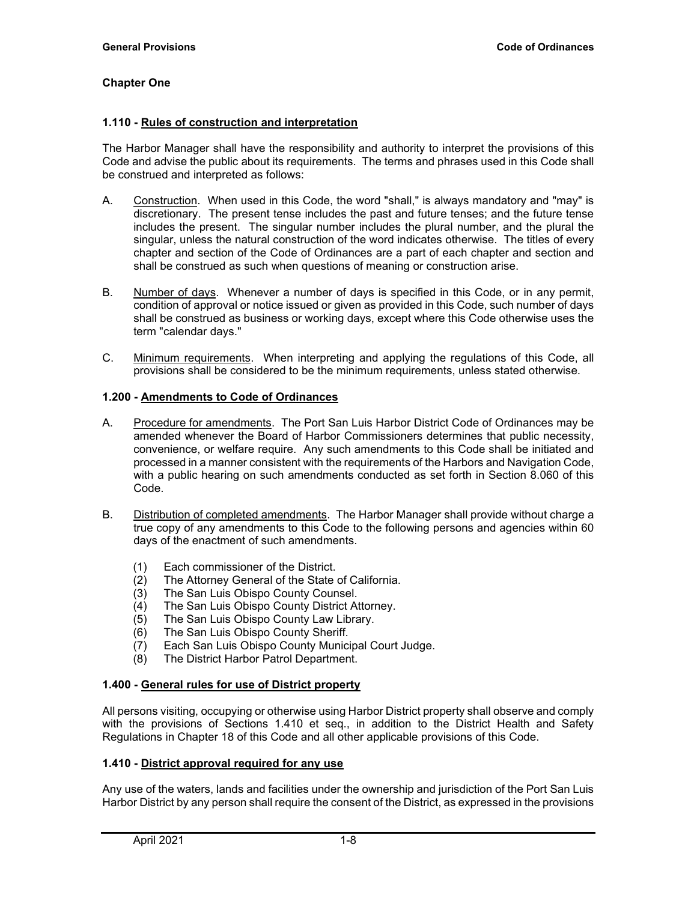## Chapter One

### 1.110 - Rules of construction and interpretation

The Harbor Manager shall have the responsibility and authority to interpret the provisions of this Code and advise the public about its requirements. The terms and phrases used in this Code shall be construed and interpreted as follows:

A. Construction. When used in this Code, the word "shall," is always mandatory and "may" is discretionary. The present tense includes the past and future tenses; and the future tense includes the present. The singular number includes the plural number, and the plural the singular, unless the natural construction of the word indicates otherwise. The titles of every chapter and section of the Code of Ordinances are a part of each chapter and section and shall be construed as such when questions of meaning or construction arise.

B. Number of days. Whenever a number of days is specified in this Code, or in any permit, condition of approval or notice issued or given as provided in this Code, such number of days shall be construed as business or working days, except where this Code otherwise uses the term "calendar days."

C. Minimum requirements. When interpreting and applying the regulations of this Code, all provisions shall be considered to be the minimum requirements, unless stated otherwise.

### 1.200 - Amendments to Code of Ordinances

A. Procedure for amendments. The Port San Luis Harbor District Code of Ordinances may be amended whenever the Board of Harbor Commissioners determines that public necessity, convenience, or welfare require. Any such amendments to this Code shall be initiated and processed in a manner consistent with the requirements of the Harbors and Navigation Code, with a public hearing on such amendments conducted as set forth in Section 8.060 of this Code.

B. Distribution of completed amendments. The Harbor Manager shall provide without charge a true copy of any amendments to this Code to the following persons and agencies within 60 days of the enactment of such amendments.

   (1) Each commissioner of the District.
   (2) The Attorney General of the State of California.
   (3) The San Luis Obispo County Counsel.
   (4) The San Luis Obispo County District Attorney.
   (5) The San Luis Obispo County Law Library.
   (6) The San Luis Obispo County Sheriff.
   (7) Each San Luis Obispo County Municipal Court Judge.
   (8) The District Harbor Patrol Department.

### 1.400 - General rules for use of District property

All persons visiting, occupying or otherwise using Harbor District property shall observe and comply with the provisions of Sections 1.410 et seq., in addition to the District Health and Safety Regulations in Chapter 18 of this Code and all other applicable provisions of this Code.

### 1.410 - District approval required for any use

Any use of the waters, lands and facilities under the ownership and jurisdiction of the Port San Luis Harbor District by any person shall require the consent of the District, as expressed in the provisions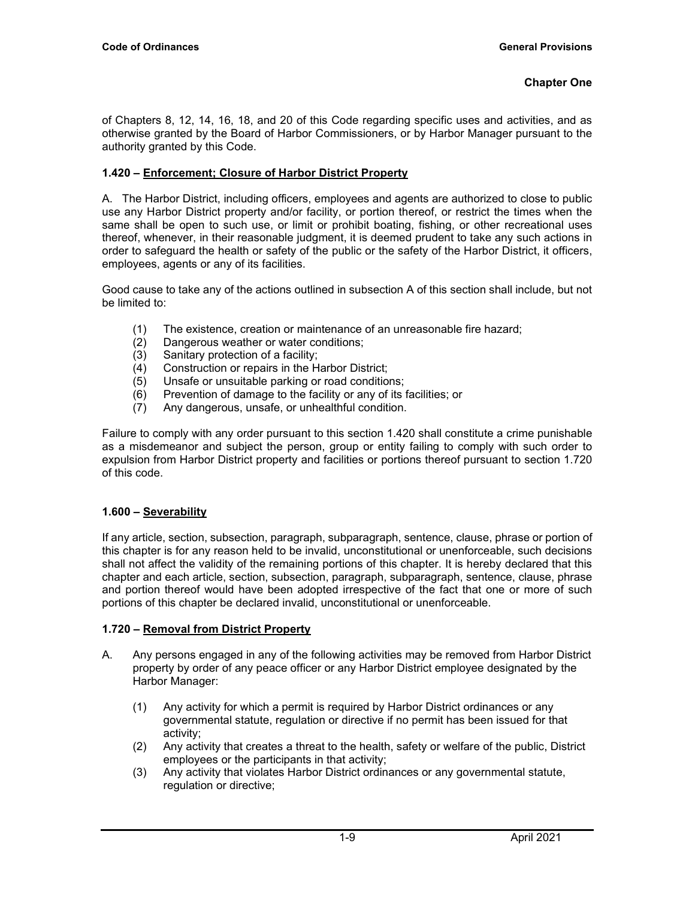of Chapters 8, 12, 14, 16, 18, and 20 of this Code regarding specific uses and activities, and as otherwise granted by the Board of Harbor Commissioners, or by Harbor Manager pursuant to the authority granted by this Code.

### 1.420 – Enforcement; Closure of Harbor District Property

A. The Harbor District, including officers, employees and agents are authorized to close to public use any Harbor District property and/or facility, or portion thereof, or restrict the times when the same shall be open to such use, or limit or prohibit boating, fishing, or other recreational uses thereof, whenever, in their reasonable judgment, it is deemed prudent to take any such actions in order to safeguard the health or safety of the public or the safety of the Harbor District, it officers, employees, agents or any of its facilities.

Good cause to take any of the actions outlined in subsection A of this section shall include, but not be limited to:

(1) The existence, creation or maintenance of an unreasonable fire hazard;
(2) Dangerous weather or water conditions;
(3) Sanitary protection of a facility;
(4) Construction or repairs in the Harbor District;
(5) Unsafe or unsuitable parking or road conditions;
(6) Prevention of damage to the facility or any of its facilities; or
(7) Any dangerous, unsafe, or unhealthful condition.

Failure to comply with any order pursuant to this section 1.420 shall constitute a crime punishable as a misdemeanor and subject the person, group or entity failing to comply with such order to expulsion from Harbor District property and facilities or portions thereof pursuant to section 1.720 of this code.

### 1.600 – Severability

If any article, section, subsection, paragraph, subparagraph, sentence, clause, phrase or portion of this chapter is for any reason held to be invalid, unconstitutional or unenforceable, such decisions shall not affect the validity of the remaining portions of this chapter. It is hereby declared that this chapter and each article, section, subsection, paragraph, subparagraph, sentence, clause, phrase and portion thereof would have been adopted irrespective of the fact that one or more of such portions of this chapter be declared invalid, unconstitutional or unenforceable.

### 1.720 – Removal from District Property

A. Any persons engaged in any of the following activities may be removed from Harbor District property by order of any peace officer or any Harbor District employee designated by the Harbor Manager:

(1) Any activity for which a permit is required by Harbor District ordinances or any governmental statute, regulation or directive if no permit has been issued for that activity;
(2) Any activity that creates a threat to the health, safety or welfare of the public, District employees or the participants in that activity;
(3) Any activity that violates Harbor District ordinances or any governmental statute, regulation or directive;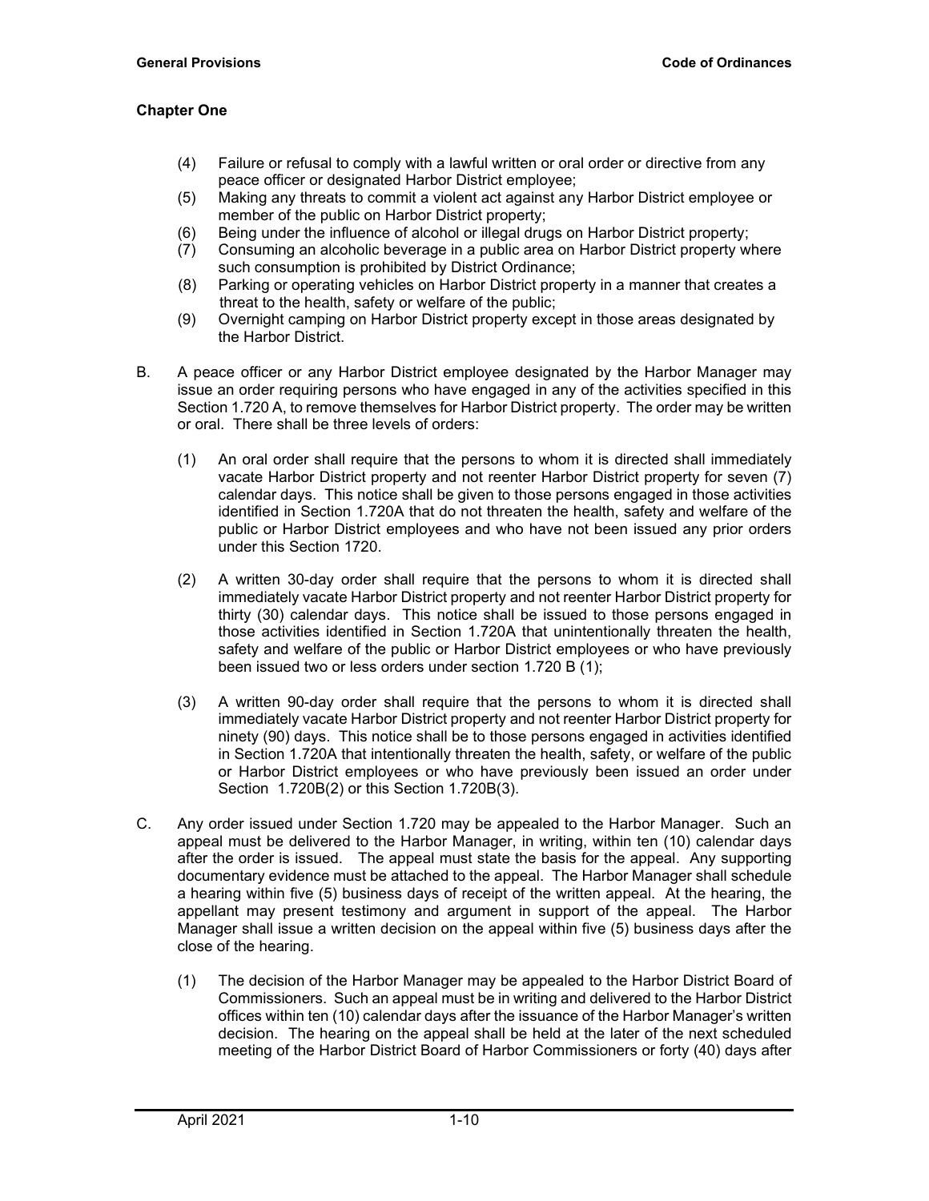**Chapter One**

(4) Failure or refusal to comply with a lawful written or oral order or directive from any peace officer or designated Harbor District employee;

(5) Making any threats to commit a violent act against any Harbor District employee or member of the public on Harbor District property;

(6) Being under the influence of alcohol or illegal drugs on Harbor District property;

(7) Consuming an alcoholic beverage in a public area on Harbor District property where such consumption is prohibited by District Ordinance;

(8) Parking or operating vehicles on Harbor District property in a manner that creates a threat to the health, safety or welfare of the public;

(9) Overnight camping on Harbor District property except in those areas designated by the Harbor District.

B. A peace officer or any Harbor District employee designated by the Harbor Manager may issue an order requiring persons who have engaged in any of the activities specified in this Section 1.720 A, to remove themselves for Harbor District property. The order may be written or oral. There shall be three levels of orders:

(1) An oral order shall require that the persons to whom it is directed shall immediately vacate Harbor District property and not reenter Harbor District property for seven (7) calendar days. This notice shall be given to those persons engaged in those activities identified in Section 1.720A that do not threaten the health, safety and welfare of the public or Harbor District employees and who have not been issued any prior orders under this Section 1720.

(2) A written 30-day order shall require that the persons to whom it is directed shall immediately vacate Harbor District property and not reenter Harbor District property for thirty (30) calendar days. This notice shall be issued to those persons engaged in those activities identified in Section 1.720A that unintentionally threaten the health, safety and welfare of the public or Harbor District employees or who have previously been issued two or less orders under section 1.720 B (1);

(3) A written 90-day order shall require that the persons to whom it is directed shall immediately vacate Harbor District property and not reenter Harbor District property for ninety (90) days. This notice shall be to those persons engaged in activities identified in Section 1.720A that intentionally threaten the health, safety, or welfare of the public or Harbor District employees or who have previously been issued an order under Section 1.720B(2) or this Section 1.720B(3).

C. Any order issued under Section 1.720 may be appealed to the Harbor Manager. Such an appeal must be delivered to the Harbor Manager, in writing, within ten (10) calendar days after the order is issued. The appeal must state the basis for the appeal. Any supporting documentary evidence must be attached to the appeal. The Harbor Manager shall schedule a hearing within five (5) business days of receipt of the written appeal. At the hearing, the appellant may present testimony and argument in support of the appeal. The Harbor Manager shall issue a written decision on the appeal within five (5) business days after the close of the hearing.

(1) The decision of the Harbor Manager may be appealed to the Harbor District Board of Commissioners. Such an appeal must be in writing and delivered to the Harbor District offices within ten (10) calendar days after the issuance of the Harbor Manager's written decision. The hearing on the appeal shall be held at the later of the next scheduled meeting of the Harbor District Board of Harbor Commissioners or forty (40) days after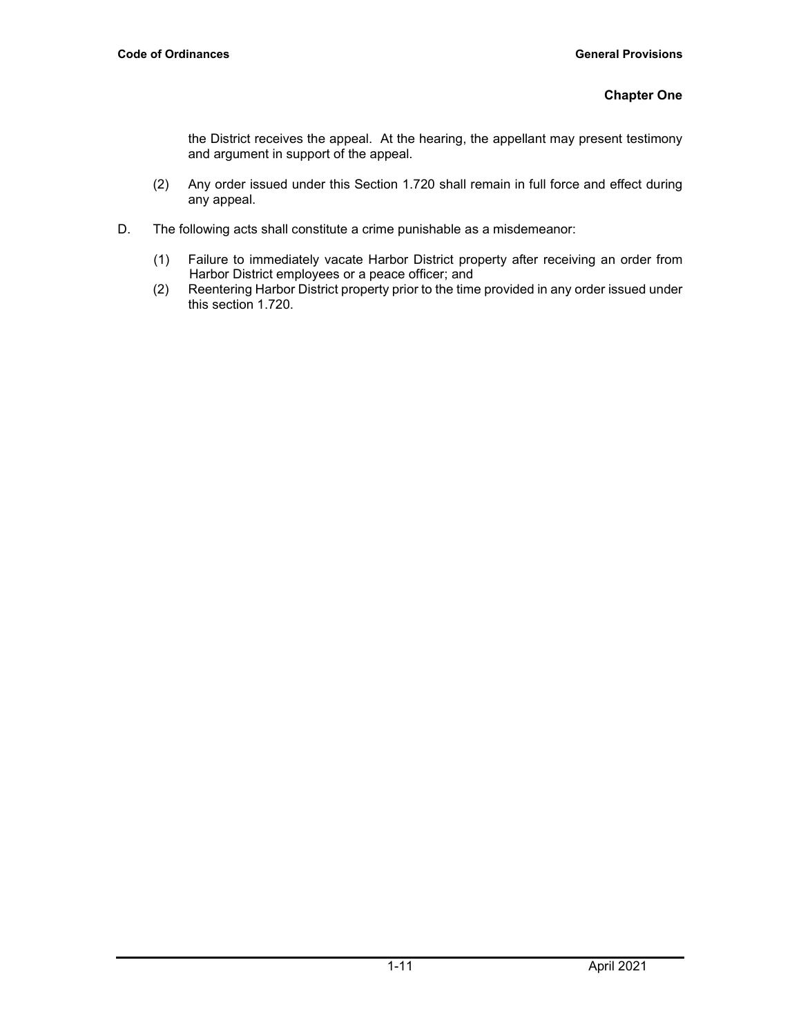the District receives the appeal. At the hearing, the appellant may present testimony and argument in support of the appeal.

(2) Any order issued under this Section 1.720 shall remain in full force and effect during any appeal.

D. The following acts shall constitute a crime punishable as a misdemeanor:

(1) Failure to immediately vacate Harbor District property after receiving an order from Harbor District employees or a peace officer; and

(2) Reentering Harbor District property prior to the time provided in any order issued under this section 1.720.